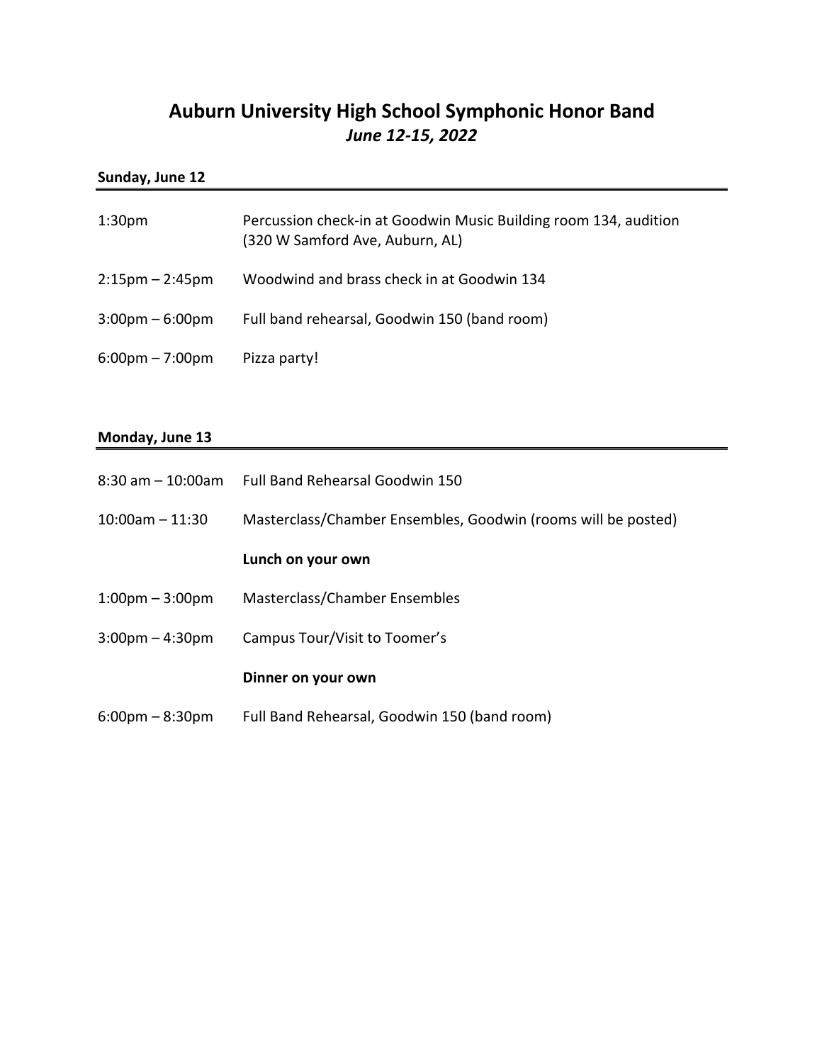# Auburn University High School Symphonic Honor Band

## *June 12-15, 2022*

### Sunday, June 12

| | |
|---|---|
| 1:30pm | Percussion check-in at Goodwin Music Building room 134, audition (320 W Samford Ave, Auburn, AL) |
| 2:15pm – 2:45pm | Woodwind and brass check in at Goodwin 134 |
| 3:00pm – 6:00pm | Full band rehearsal, Goodwin 150 (band room) |
| 6:00pm – 7:00pm | Pizza party! |

### Monday, June 13

| | |
|---|---|
| 8:30 am – 10:00am | Full Band Rehearsal Goodwin 150 |
| 10:00am – 11:30 | Masterclass/Chamber Ensembles, Goodwin (rooms will be posted) |
| | **Lunch on your own** |
| 1:00pm – 3:00pm | Masterclass/Chamber Ensembles |
| 3:00pm – 4:30pm | Campus Tour/Visit to Toomer's |
| | **Dinner on your own** |
| 6:00pm – 8:30pm | Full Band Rehearsal, Goodwin 150 (band room) |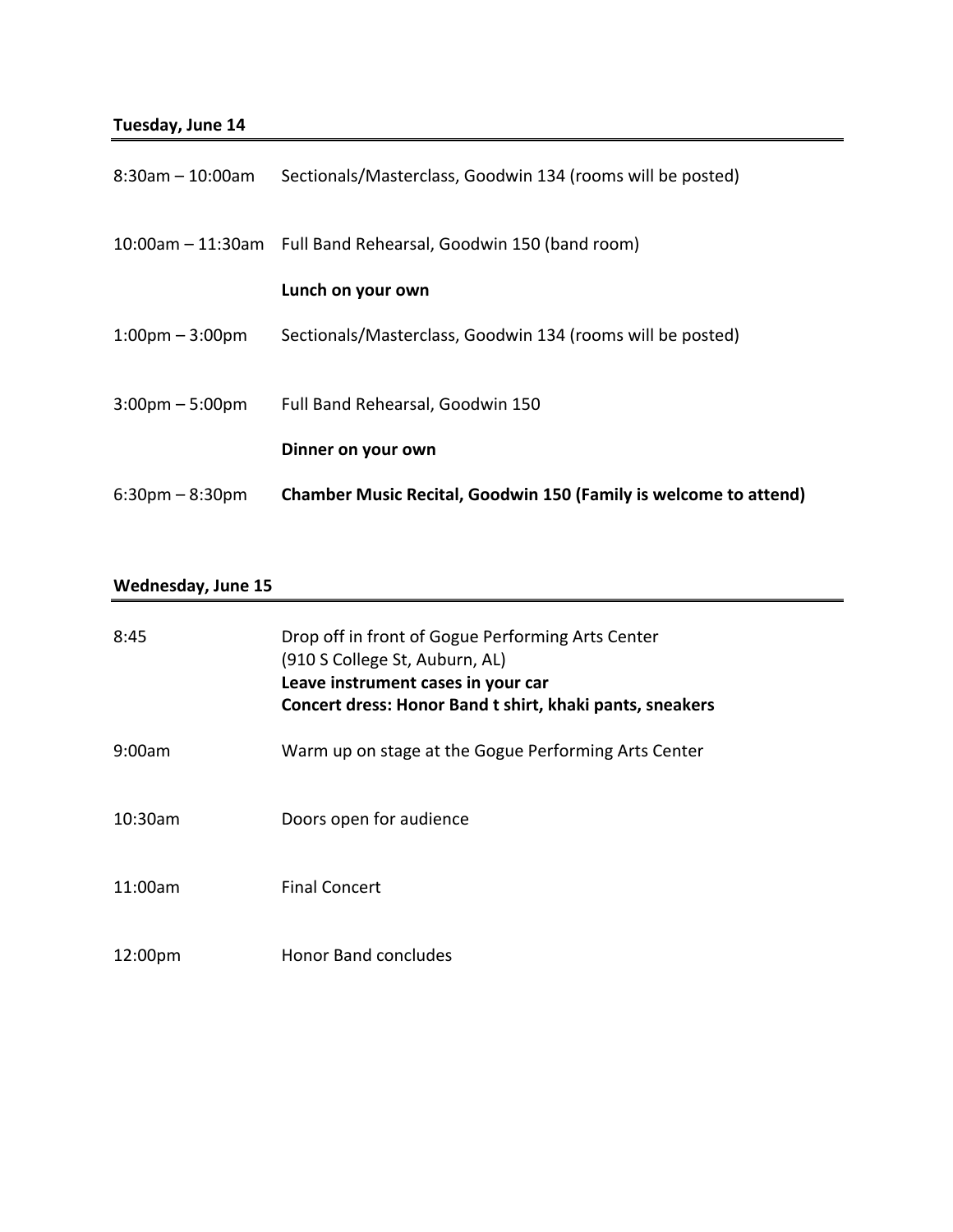**Tuesday, June 14**

| | |
|---|---|
| 8:30am – 10:00am | Sectionals/Masterclass, Goodwin 134 (rooms will be posted) |
| 10:00am – 11:30am | Full Band Rehearsal, Goodwin 150 (band room) |
| | **Lunch on your own** |
| 1:00pm – 3:00pm | Sectionals/Masterclass, Goodwin 134 (rooms will be posted) |
| 3:00pm – 5:00pm | Full Band Rehearsal, Goodwin 150 |
| | **Dinner on your own** |
| 6:30pm – 8:30pm | **Chamber Music Recital, Goodwin 150 (Family is welcome to attend)** |

**Wednesday, June 15**

| | |
|---|---|
| 8:45 | Drop off in front of Gogue Performing Arts Center<br>(910 S College St, Auburn, AL)<br>**Leave instrument cases in your car**<br>**Concert dress: Honor Band t shirt, khaki pants, sneakers** |
| 9:00am | Warm up on stage at the Gogue Performing Arts Center |
| 10:30am | Doors open for audience |
| 11:00am | Final Concert |
| 12:00pm | Honor Band concludes |